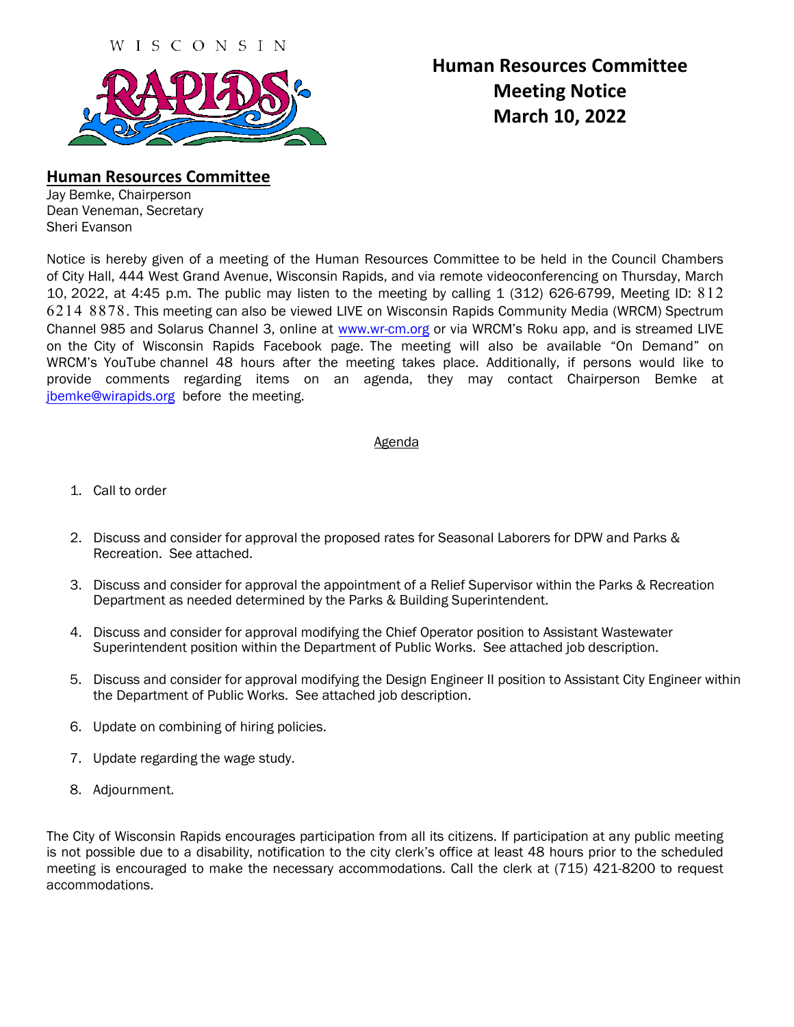WISCONSIN RAPIDS

# Human Resources Committee Meeting Notice March 10, 2022

## Human Resources Committee

Jay Bemke, Chairperson
Dean Veneman, Secretary
Sheri Evanson

Notice is hereby given of a meeting of the Human Resources Committee to be held in the Council Chambers of City Hall, 444 West Grand Avenue, Wisconsin Rapids, and via remote videoconferencing on Thursday, March 10, 2022, at 4:45 p.m. The public may listen to the meeting by calling 1 (312) 626-6799, Meeting ID: 812 6214 8878. This meeting can also be viewed LIVE on Wisconsin Rapids Community Media (WRCM) Spectrum Channel 985 and Solarus Channel 3, online at www.wr-cm.org or via WRCM's Roku app, and is streamed LIVE on the City of Wisconsin Rapids Facebook page. The meeting will also be available "On Demand" on WRCM's YouTube channel 48 hours after the meeting takes place. Additionally, if persons would like to provide comments regarding items on an agenda, they may contact Chairperson Bemke at jbemke@wirapids.org before the meeting.

Agenda

1. Call to order
2. Discuss and consider for approval the proposed rates for Seasonal Laborers for DPW and Parks & Recreation. See attached.
3. Discuss and consider for approval the appointment of a Relief Supervisor within the Parks & Recreation Department as needed determined by the Parks & Building Superintendent.
4. Discuss and consider for approval modifying the Chief Operator position to Assistant Wastewater Superintendent position within the Department of Public Works. See attached job description.
5. Discuss and consider for approval modifying the Design Engineer II position to Assistant City Engineer within the Department of Public Works. See attached job description.
6. Update on combining of hiring policies.
7. Update regarding the wage study.
8. Adjournment.

The City of Wisconsin Rapids encourages participation from all its citizens. If participation at any public meeting is not possible due to a disability, notification to the city clerk's office at least 48 hours prior to the scheduled meeting is encouraged to make the necessary accommodations. Call the clerk at (715) 421-8200 to request accommodations.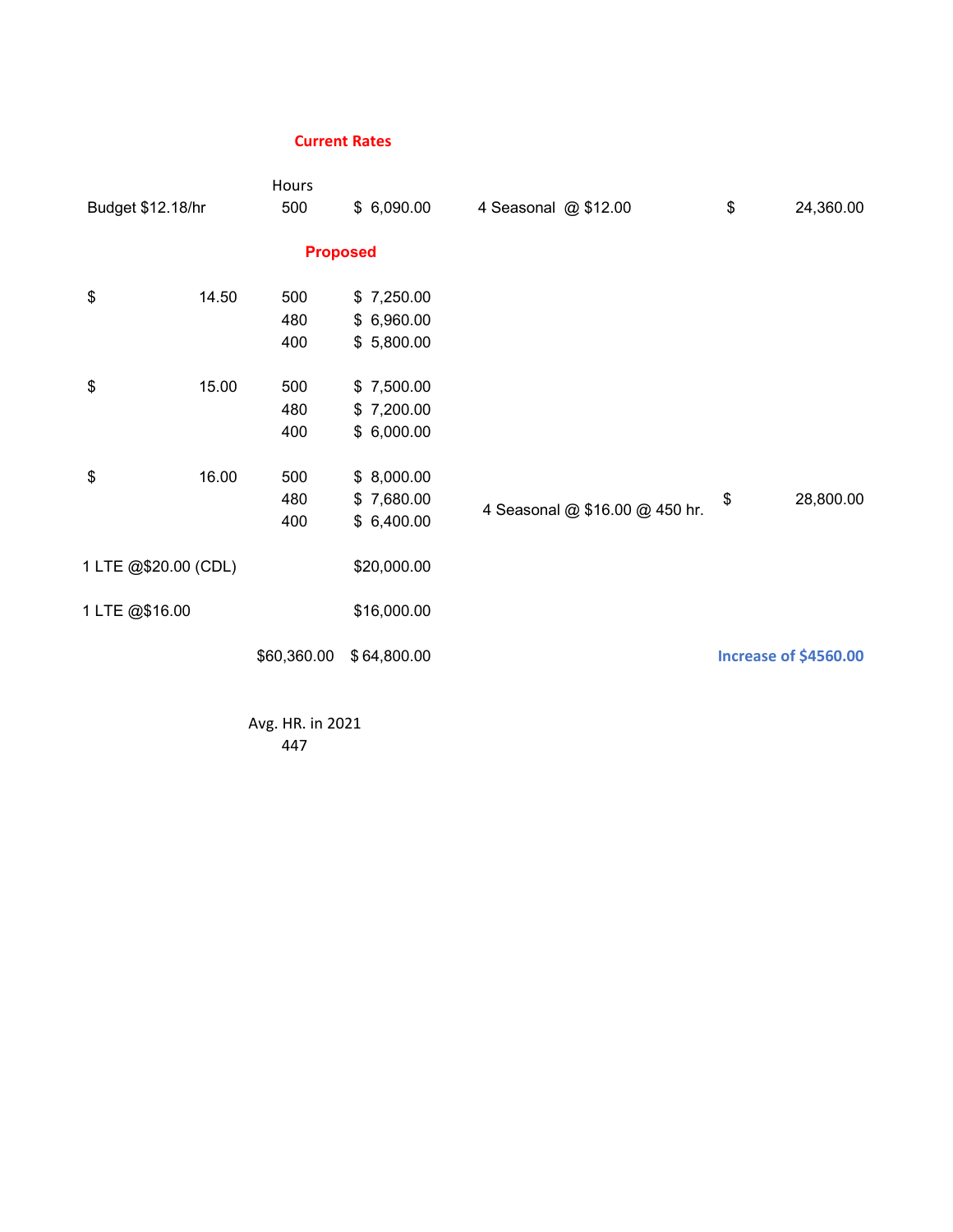**Current Rates**

| | Hours | | | |
|---|---|---|---|---|
| Budget $12.18/hr | 500 | $ 6,090.00 | 4 Seasonal @ $12.00 | $ 24,360.00 |

**Proposed**

| Rate | Hours | Amount | | |
|---|---|---|---|---|
| $ 14.50 | 500 | $ 7,250.00 | | |
| | 480 | $ 6,960.00 | | |
| | 400 | $ 5,800.00 | | |
| $ 15.00 | 500 | $ 7,500.00 | | |
| | 480 | $ 7,200.00 | | |
| | 400 | $ 6,000.00 | | |
| $ 16.00 | 500 | $ 8,000.00 | | |
| | 480 | $ 7,680.00 | 4 Seasonal @ $16.00 @ 450 hr. | $ 28,800.00 |
| | 400 | $ 6,400.00 | | |
| 1 LTE @$20.00 (CDL) | | $20,000.00 | | |
| 1 LTE @$16.00 | | $16,000.00 | | |
| | $60,360.00 | $ 64,800.00 | | **Increase of $4560.00** |

Avg. HR. in 2021
447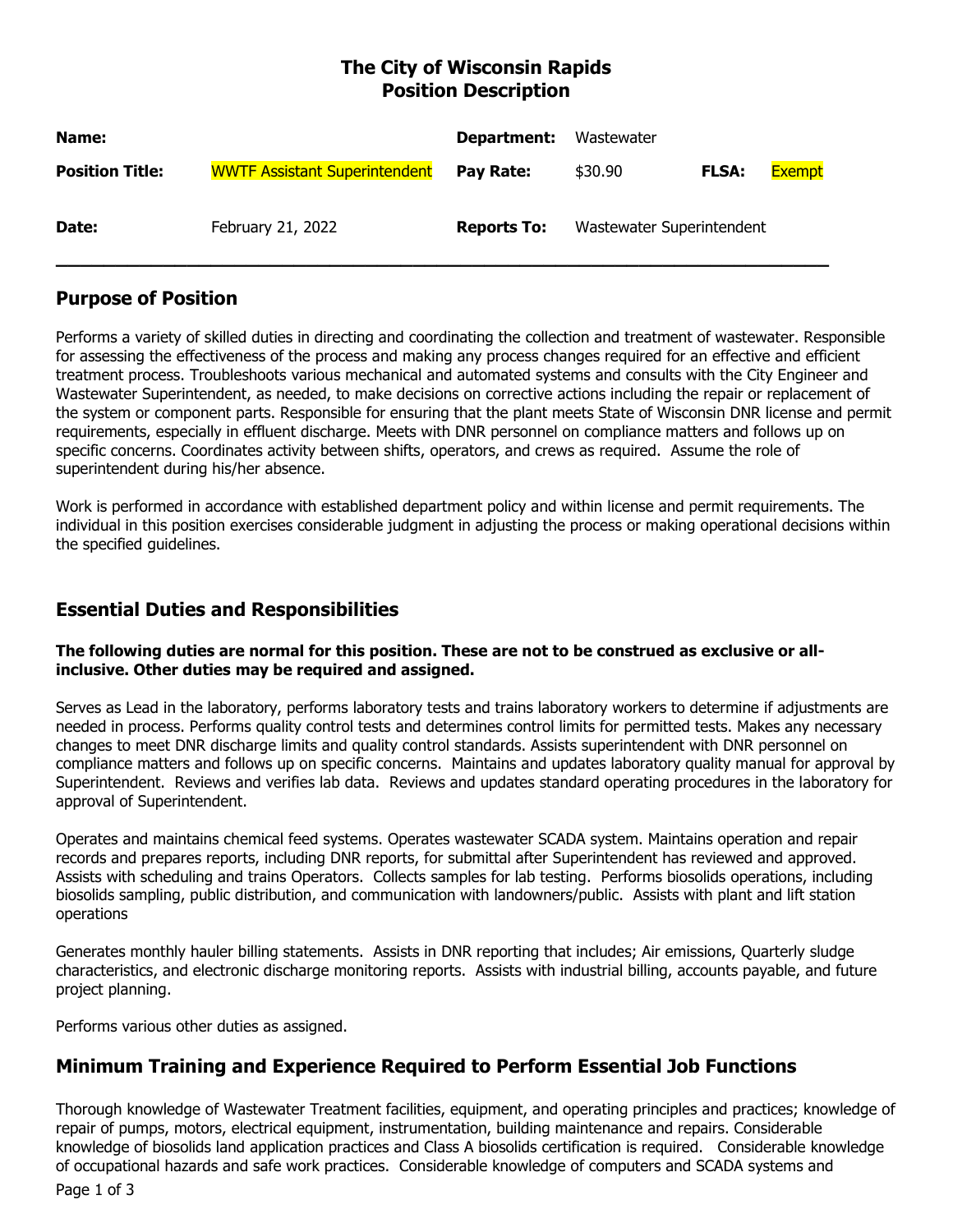# The City of Wisconsin Rapids
# Position Description

| | | | | | |
|---|---|---|---|---|---|
| **Name:** | | **Department:** | Wastewater | | |
| **Position Title:** | WWTF Assistant Superintendent | **Pay Rate:** | $30.90 | **FLSA:** | Exempt |
| **Date:** | February 21, 2022 | **Reports To:** | Wastewater Superintendent | | |

## Purpose of Position

Performs a variety of skilled duties in directing and coordinating the collection and treatment of wastewater. Responsible for assessing the effectiveness of the process and making any process changes required for an effective and efficient treatment process. Troubleshoots various mechanical and automated systems and consults with the City Engineer and Wastewater Superintendent, as needed, to make decisions on corrective actions including the repair or replacement of the system or component parts. Responsible for ensuring that the plant meets State of Wisconsin DNR license and permit requirements, especially in effluent discharge. Meets with DNR personnel on compliance matters and follows up on specific concerns. Coordinates activity between shifts, operators, and crews as required. Assume the role of superintendent during his/her absence.

Work is performed in accordance with established department policy and within license and permit requirements. The individual in this position exercises considerable judgment in adjusting the process or making operational decisions within the specified guidelines.

## Essential Duties and Responsibilities

**The following duties are normal for this position. These are not to be construed as exclusive or all-inclusive. Other duties may be required and assigned.**

Serves as Lead in the laboratory, performs laboratory tests and trains laboratory workers to determine if adjustments are needed in process. Performs quality control tests and determines control limits for permitted tests. Makes any necessary changes to meet DNR discharge limits and quality control standards. Assists superintendent with DNR personnel on compliance matters and follows up on specific concerns. Maintains and updates laboratory quality manual for approval by Superintendent. Reviews and verifies lab data. Reviews and updates standard operating procedures in the laboratory for approval of Superintendent.

Operates and maintains chemical feed systems. Operates wastewater SCADA system. Maintains operation and repair records and prepares reports, including DNR reports, for submittal after Superintendent has reviewed and approved. Assists with scheduling and trains Operators. Collects samples for lab testing. Performs biosolids operations, including biosolids sampling, public distribution, and communication with landowners/public. Assists with plant and lift station operations

Generates monthly hauler billing statements. Assists in DNR reporting that includes; Air emissions, Quarterly sludge characteristics, and electronic discharge monitoring reports. Assists with industrial billing, accounts payable, and future project planning.

Performs various other duties as assigned.

## Minimum Training and Experience Required to Perform Essential Job Functions

Thorough knowledge of Wastewater Treatment facilities, equipment, and operating principles and practices; knowledge of repair of pumps, motors, electrical equipment, instrumentation, building maintenance and repairs. Considerable knowledge of biosolids land application practices and Class A biosolids certification is required. Considerable knowledge of occupational hazards and safe work practices. Considerable knowledge of computers and SCADA systems and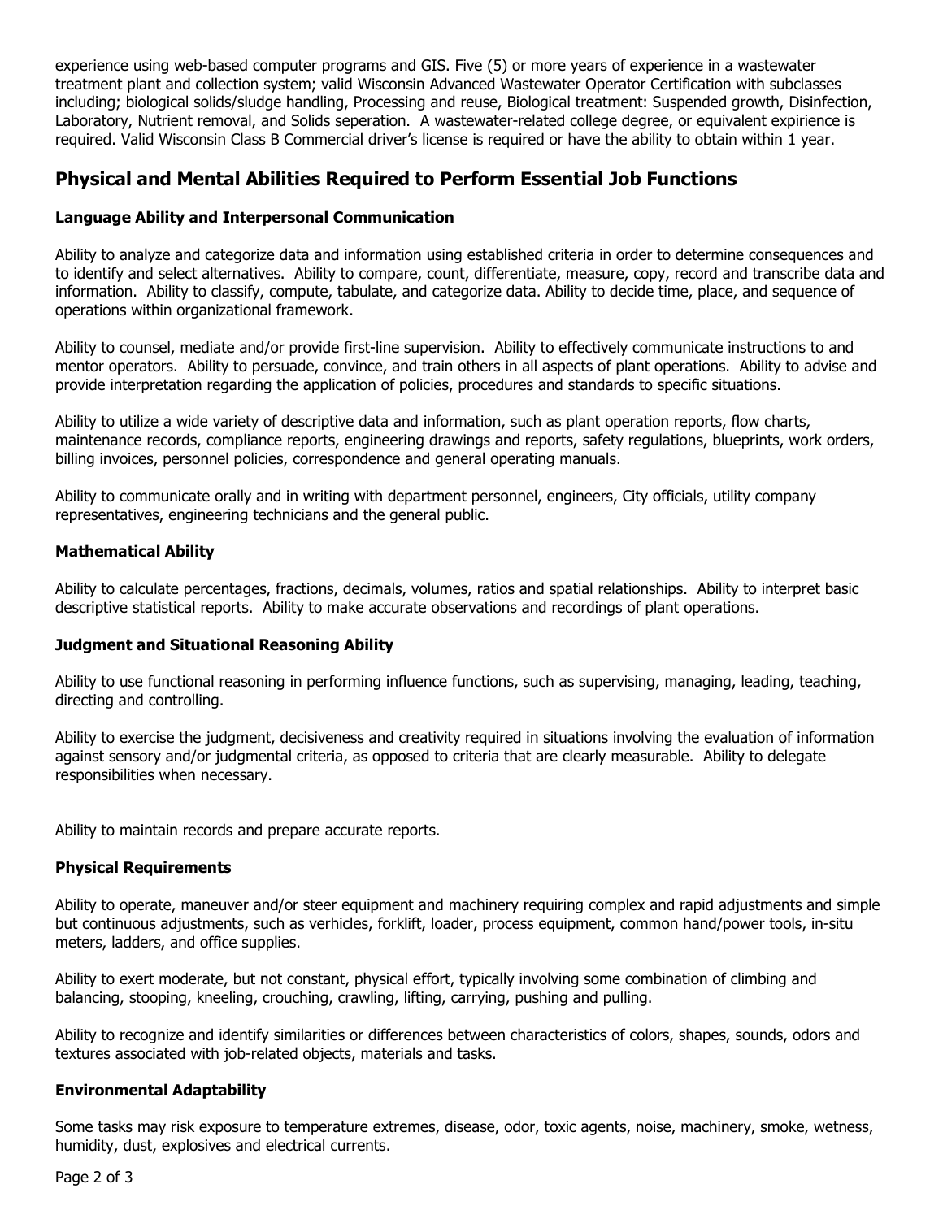experience using web-based computer programs and GIS. Five (5) or more years of experience in a wastewater treatment plant and collection system; valid Wisconsin Advanced Wastewater Operator Certification with subclasses including; biological solids/sludge handling, Processing and reuse, Biological treatment: Suspended growth, Disinfection, Laboratory, Nutrient removal, and Solids seperation. A wastewater-related college degree, or equivalent expirience is required. Valid Wisconsin Class B Commercial driver's license is required or have the ability to obtain within 1 year.

## Physical and Mental Abilities Required to Perform Essential Job Functions

### Language Ability and Interpersonal Communication

Ability to analyze and categorize data and information using established criteria in order to determine consequences and to identify and select alternatives. Ability to compare, count, differentiate, measure, copy, record and transcribe data and information. Ability to classify, compute, tabulate, and categorize data. Ability to decide time, place, and sequence of operations within organizational framework.

Ability to counsel, mediate and/or provide first-line supervision. Ability to effectively communicate instructions to and mentor operators. Ability to persuade, convince, and train others in all aspects of plant operations. Ability to advise and provide interpretation regarding the application of policies, procedures and standards to specific situations.

Ability to utilize a wide variety of descriptive data and information, such as plant operation reports, flow charts, maintenance records, compliance reports, engineering drawings and reports, safety regulations, blueprints, work orders, billing invoices, personnel policies, correspondence and general operating manuals.

Ability to communicate orally and in writing with department personnel, engineers, City officials, utility company representatives, engineering technicians and the general public.

### Mathematical Ability

Ability to calculate percentages, fractions, decimals, volumes, ratios and spatial relationships. Ability to interpret basic descriptive statistical reports. Ability to make accurate observations and recordings of plant operations.

### Judgment and Situational Reasoning Ability

Ability to use functional reasoning in performing influence functions, such as supervising, managing, leading, teaching, directing and controlling.

Ability to exercise the judgment, decisiveness and creativity required in situations involving the evaluation of information against sensory and/or judgmental criteria, as opposed to criteria that are clearly measurable. Ability to delegate responsibilities when necessary.

Ability to maintain records and prepare accurate reports.

### Physical Requirements

Ability to operate, maneuver and/or steer equipment and machinery requiring complex and rapid adjustments and simple but continuous adjustments, such as verhicles, forklift, loader, process equipment, common hand/power tools, in-situ meters, ladders, and office supplies.

Ability to exert moderate, but not constant, physical effort, typically involving some combination of climbing and balancing, stooping, kneeling, crouching, crawling, lifting, carrying, pushing and pulling.

Ability to recognize and identify similarities or differences between characteristics of colors, shapes, sounds, odors and textures associated with job-related objects, materials and tasks.

### Environmental Adaptability

Some tasks may risk exposure to temperature extremes, disease, odor, toxic agents, noise, machinery, smoke, wetness, humidity, dust, explosives and electrical currents.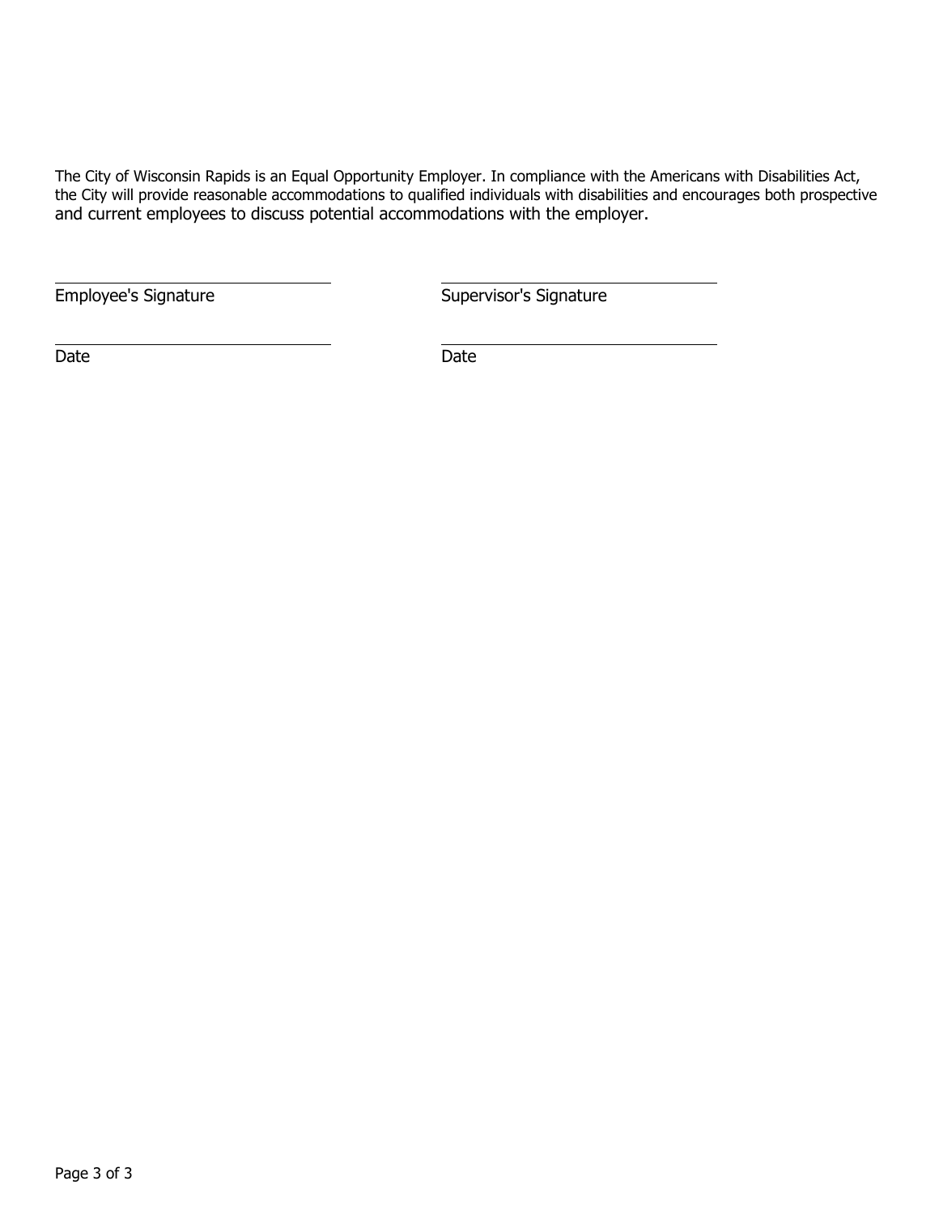The City of Wisconsin Rapids is an Equal Opportunity Employer. In compliance with the Americans with Disabilities Act, the City will provide reasonable accommodations to qualified individuals with disabilities and encourages both prospective and current employees to discuss potential accommodations with the employer.

| | |
|---|---|
| ______________________________ | ______________________________ |
| Employee's Signature | Supervisor's Signature |
| ______________________________ | ______________________________ |
| Date | Date |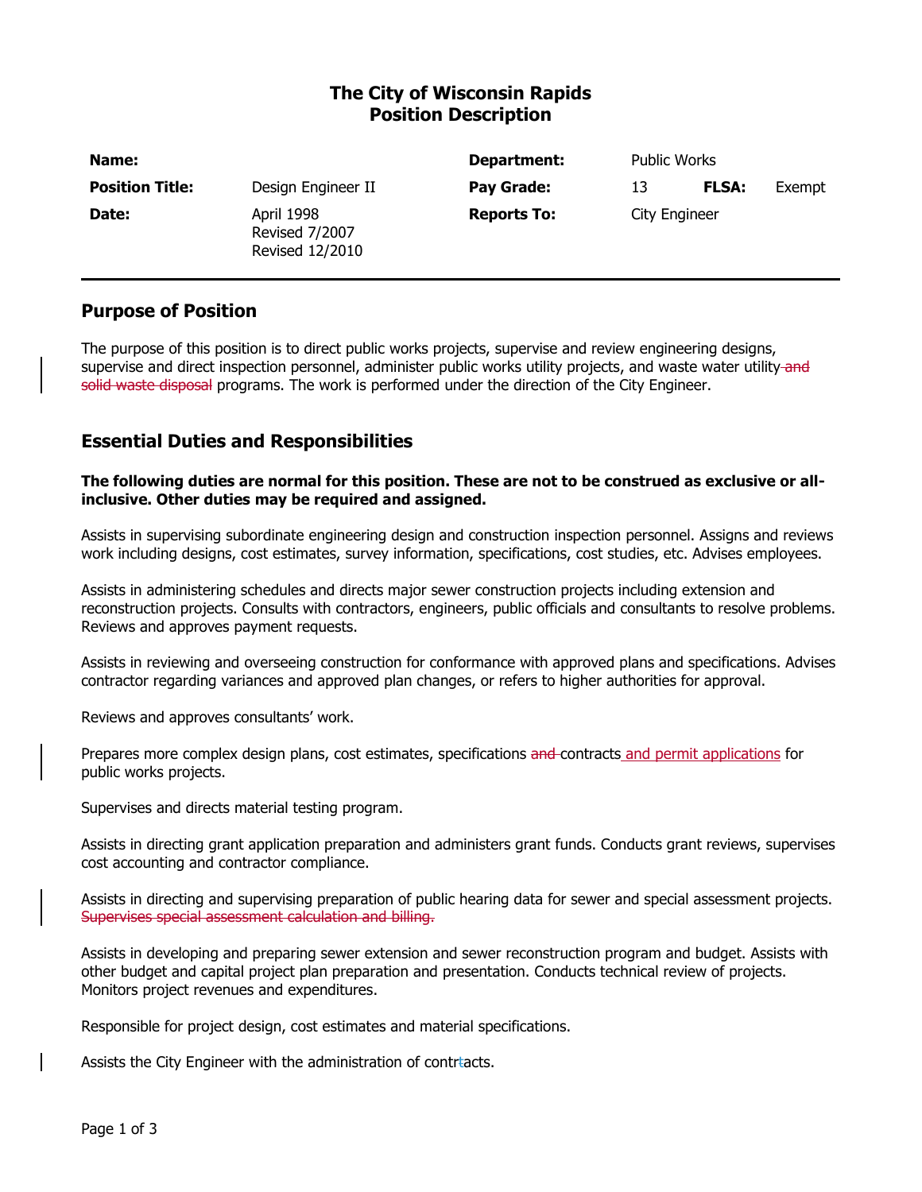# The City of Wisconsin Rapids
# Position Description

| **Name:** | | **Department:** | Public Works | | |
|---|---|---|---|---|---|
| **Position Title:** | Design Engineer II | **Pay Grade:** | 13 | **FLSA:** | Exempt |
| **Date:** | April 1998<br>Revised 7/2007<br>Revised 12/2010 | **Reports To:** | City Engineer | | |

## Purpose of Position

The purpose of this position is to direct public works projects, supervise and review engineering designs, supervise and direct inspection personnel, administer public works utility projects, and waste water utility ~~and solid waste disposal~~ programs. The work is performed under the direction of the City Engineer.

## Essential Duties and Responsibilities

**The following duties are normal for this position. These are not to be construed as exclusive or all-inclusive. Other duties may be required and assigned.**

Assists in supervising subordinate engineering design and construction inspection personnel. Assigns and reviews work including designs, cost estimates, survey information, specifications, cost studies, etc. Advises employees.

Assists in administering schedules and directs major sewer construction projects including extension and reconstruction projects. Consults with contractors, engineers, public officials and consultants to resolve problems. Reviews and approves payment requests.

Assists in reviewing and overseeing construction for conformance with approved plans and specifications. Advises contractor regarding variances and approved plan changes, or refers to higher authorities for approval.

Reviews and approves consultants' work.

Prepares more complex design plans, cost estimates, specifications ~~and~~ contracts and permit applications for public works projects.

Supervises and directs material testing program.

Assists in directing grant application preparation and administers grant funds. Conducts grant reviews, supervises cost accounting and contractor compliance.

Assists in directing and supervising preparation of public hearing data for sewer and special assessment projects. ~~Supervises special assessment calculation and billing.~~

Assists in developing and preparing sewer extension and sewer reconstruction program and budget. Assists with other budget and capital project plan preparation and presentation. Conducts technical review of projects. Monitors project revenues and expenditures.

Responsible for project design, cost estimates and material specifications.

Assists the City Engineer with the administration of contracts.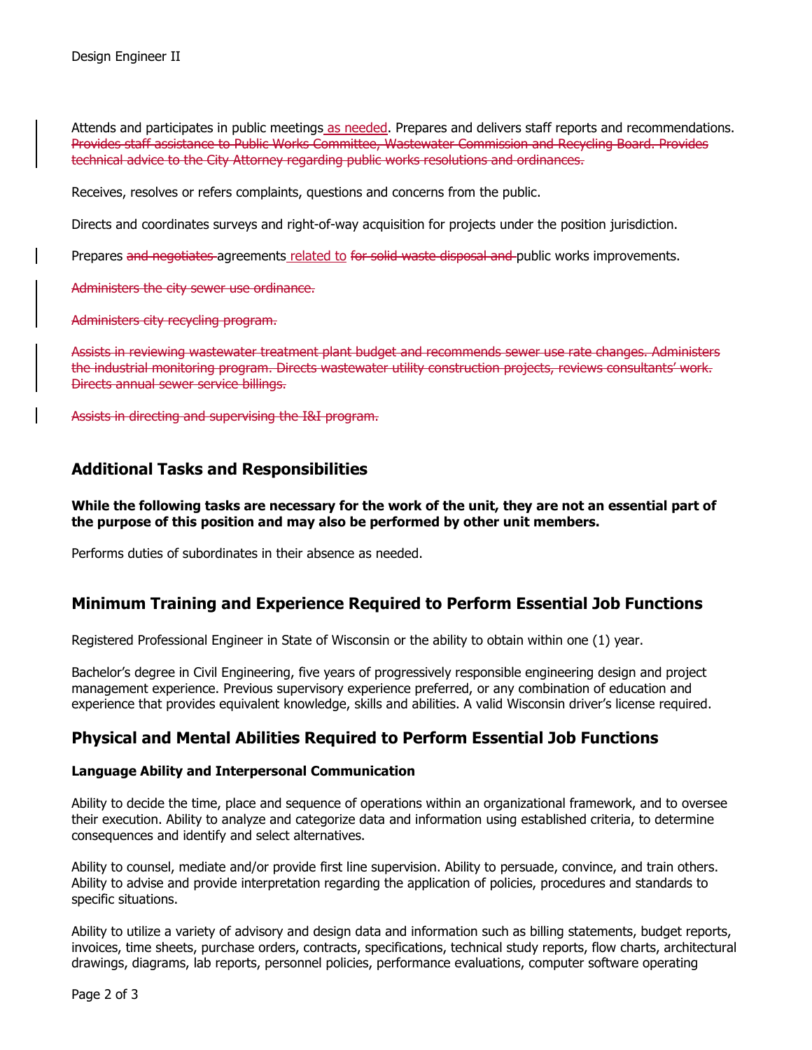Attends and participates in public meetings as needed. Prepares and delivers staff reports and recommendations. ~~Provides staff assistance to Public Works Committee, Wastewater Commission and Recycling Board. Provides technical advice to the City Attorney regarding public works resolutions and ordinances.~~

Receives, resolves or refers complaints, questions and concerns from the public.

Directs and coordinates surveys and right-of-way acquisition for projects under the position jurisdiction.

Prepares ~~and negotiates~~ agreements related to ~~for solid waste disposal and~~ public works improvements.

~~Administers the city sewer use ordinance.~~

~~Administers city recycling program.~~

~~Assists in reviewing wastewater treatment plant budget and recommends sewer use rate changes. Administers the industrial monitoring program. Directs wastewater utility construction projects, reviews consultants' work. Directs annual sewer service billings.~~

~~Assists in directing and supervising the I&I program.~~

## Additional Tasks and Responsibilities

**While the following tasks are necessary for the work of the unit, they are not an essential part of the purpose of this position and may also be performed by other unit members.**

Performs duties of subordinates in their absence as needed.

## Minimum Training and Experience Required to Perform Essential Job Functions

Registered Professional Engineer in State of Wisconsin or the ability to obtain within one (1) year.

Bachelor's degree in Civil Engineering, five years of progressively responsible engineering design and project management experience. Previous supervisory experience preferred, or any combination of education and experience that provides equivalent knowledge, skills and abilities. A valid Wisconsin driver's license required.

## Physical and Mental Abilities Required to Perform Essential Job Functions

### Language Ability and Interpersonal Communication

Ability to decide the time, place and sequence of operations within an organizational framework, and to oversee their execution. Ability to analyze and categorize data and information using established criteria, to determine consequences and identify and select alternatives.

Ability to counsel, mediate and/or provide first line supervision. Ability to persuade, convince, and train others. Ability to advise and provide interpretation regarding the application of policies, procedures and standards to specific situations.

Ability to utilize a variety of advisory and design data and information such as billing statements, budget reports, invoices, time sheets, purchase orders, contracts, specifications, technical study reports, flow charts, architectural drawings, diagrams, lab reports, personnel policies, performance evaluations, computer software operating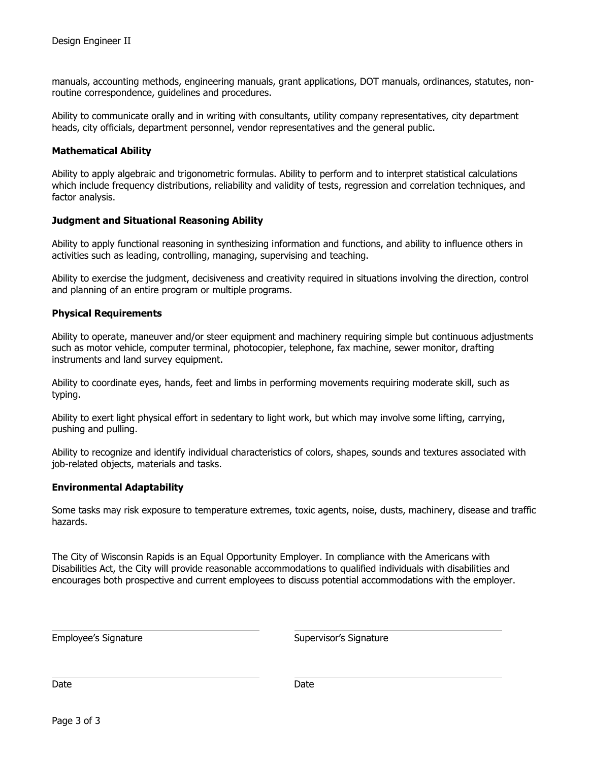manuals, accounting methods, engineering manuals, grant applications, DOT manuals, ordinances, statutes, non-routine correspondence, guidelines and procedures.

Ability to communicate orally and in writing with consultants, utility company representatives, city department heads, city officials, department personnel, vendor representatives and the general public.

**Mathematical Ability**

Ability to apply algebraic and trigonometric formulas. Ability to perform and to interpret statistical calculations which include frequency distributions, reliability and validity of tests, regression and correlation techniques, and factor analysis.

**Judgment and Situational Reasoning Ability**

Ability to apply functional reasoning in synthesizing information and functions, and ability to influence others in activities such as leading, controlling, managing, supervising and teaching.

Ability to exercise the judgment, decisiveness and creativity required in situations involving the direction, control and planning of an entire program or multiple programs.

**Physical Requirements**

Ability to operate, maneuver and/or steer equipment and machinery requiring simple but continuous adjustments such as motor vehicle, computer terminal, photocopier, telephone, fax machine, sewer monitor, drafting instruments and land survey equipment.

Ability to coordinate eyes, hands, feet and limbs in performing movements requiring moderate skill, such as typing.

Ability to exert light physical effort in sedentary to light work, but which may involve some lifting, carrying, pushing and pulling.

Ability to recognize and identify individual characteristics of colors, shapes, sounds and textures associated with job-related objects, materials and tasks.

**Environmental Adaptability**

Some tasks may risk exposure to temperature extremes, toxic agents, noise, dusts, machinery, disease and traffic hazards.

The City of Wisconsin Rapids is an Equal Opportunity Employer. In compliance with the Americans with Disabilities Act, the City will provide reasonable accommodations to qualified individuals with disabilities and encourages both prospective and current employees to discuss potential accommodations with the employer.

Employee's Signature

Supervisor's Signature

Date

Date